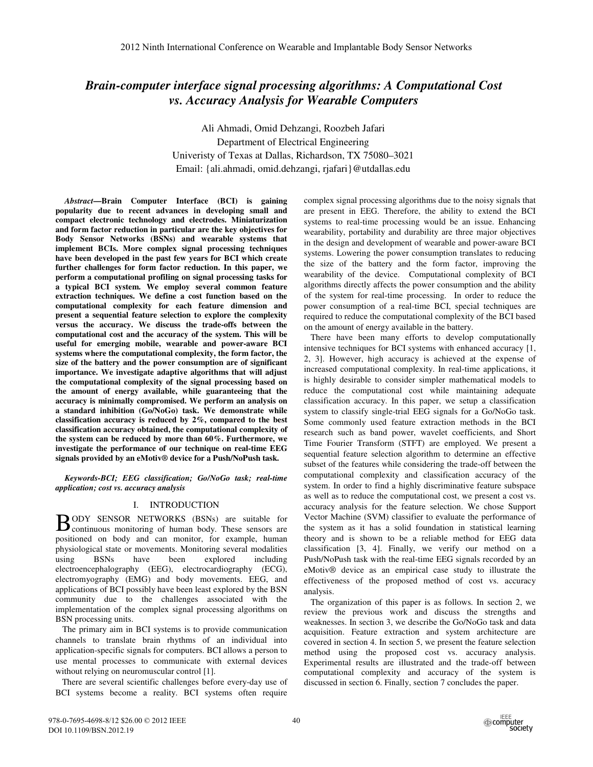# Brain-computer interface signal processing algorithms: A Computational Cost vs. Accuracy Analysis for Wearable Computers

Ali Ahmadi, Omid Dehzangi, Roozbeh Jafari
Department of Electrical Engineering
Univeristy of Texas at Dallas, Richardson, TX 75080–3021
Email: {ali.ahmadi, omid.dehzangi, rjafari}@utdallas.edu

***Abstract*—Brain Computer Interface (BCI) is gaining popularity due to recent advances in developing small and compact electronic technology and electrodes. Miniaturization and form factor reduction in particular are the key objectives for Body Sensor Networks (BSNs) and wearable systems that implement BCIs. More complex signal processing techniques have been developed in the past few years for BCI which create further challenges for form factor reduction. In this paper, we perform a computational profiling on signal processing tasks for a typical BCI system. We employ several common feature extraction techniques. We define a cost function based on the computational complexity for each feature dimension and present a sequential feature selection to explore the complexity versus the accuracy. We discuss the trade-offs between the computational cost and the accuracy of the system. This will be useful for emerging mobile, wearable and power-aware BCI systems where the computational complexity, the form factor, the size of the battery and the power consumption are of significant importance. We investigate adaptive algorithms that will adjust the computational complexity of the signal processing based on the amount of energy available, while guaranteeing that the accuracy is minimally compromised. We perform an analysis on a standard inhibition (Go/NoGo) task. We demonstrate while classification accuracy is reduced by 2%, compared to the best classification accuracy obtained, the computational complexity of the system can be reduced by more than 60%. Furthermore, we investigate the performance of our technique on real-time EEG signals provided by an eMotiv® device for a Push/NoPush task.**

***Keywords-BCI; EEG classification; Go/NoGo task; real-time application; cost vs. accuracy analysis***

## I. INTRODUCTION

BODY SENSOR NETWORKS (BSNs) are suitable for continuous monitoring of human body. These sensors are positioned on body and can monitor, for example, human physiological state or movements. Monitoring several modalities using BSNs have been explored including electroencephalography (EEG), electrocardiography (ECG), electromyography (EMG) and body movements. EEG, and applications of BCI possibly have been least explored by the BSN community due to the challenges associated with the implementation of the complex signal processing algorithms on BSN processing units.

The primary aim in BCI systems is to provide communication channels to translate brain rhythms of an individual into application-specific signals for computers. BCI allows a person to use mental processes to communicate with external devices without relying on neuromuscular control [1].

There are several scientific challenges before every-day use of BCI systems become a reality. BCI systems often require complex signal processing algorithms due to the noisy signals that are present in EEG. Therefore, the ability to extend the BCI systems to real-time processing would be an issue. Enhancing wearability, portability and durability are three major objectives in the design and development of wearable and power-aware BCI systems. Lowering the power consumption translates to reducing the size of the battery and the form factor, improving the wearability of the device. Computational complexity of BCI algorithms directly affects the power consumption and the ability of the system for real-time processing. In order to reduce the power consumption of a real-time BCI, special techniques are required to reduce the computational complexity of the BCI based on the amount of energy available in the battery.

There have been many efforts to develop computationally intensive techniques for BCI systems with enhanced accuracy [1, 2, 3]. However, high accuracy is achieved at the expense of increased computational complexity. In real-time applications, it is highly desirable to consider simpler mathematical models to reduce the computational cost while maintaining adequate classification accuracy. In this paper, we setup a classification system to classify single-trial EEG signals for a Go/NoGo task. Some commonly used feature extraction methods in the BCI research such as band power, wavelet coefficients, and Short Time Fourier Transform (STFT) are employed. We present a sequential feature selection algorithm to determine an effective subset of the features while considering the trade-off between the computational complexity and classification accuracy of the system. In order to find a highly discriminative feature subspace as well as to reduce the computational cost, we present a cost vs. accuracy analysis for the feature selection. We chose Support Vector Machine (SVM) classifier to evaluate the performance of the system as it has a solid foundation in statistical learning theory and is shown to be a reliable method for EEG data classification [3, 4]. Finally, we verify our method on a Push/NoPush task with the real-time EEG signals recorded by an eMotiv® device as an empirical case study to illustrate the effectiveness of the proposed method of cost vs. accuracy analysis.

The organization of this paper is as follows. In section 2, we review the previous work and discuss the strengths and weaknesses. In section 3, we describe the Go/NoGo task and data acquisition. Feature extraction and system architecture are covered in section 4. In section 5, we present the feature selection method using the proposed cost vs. accuracy analysis. Experimental results are illustrated and the trade-off between computational complexity and accuracy of the system is discussed in section 6. Finally, section 7 concludes the paper.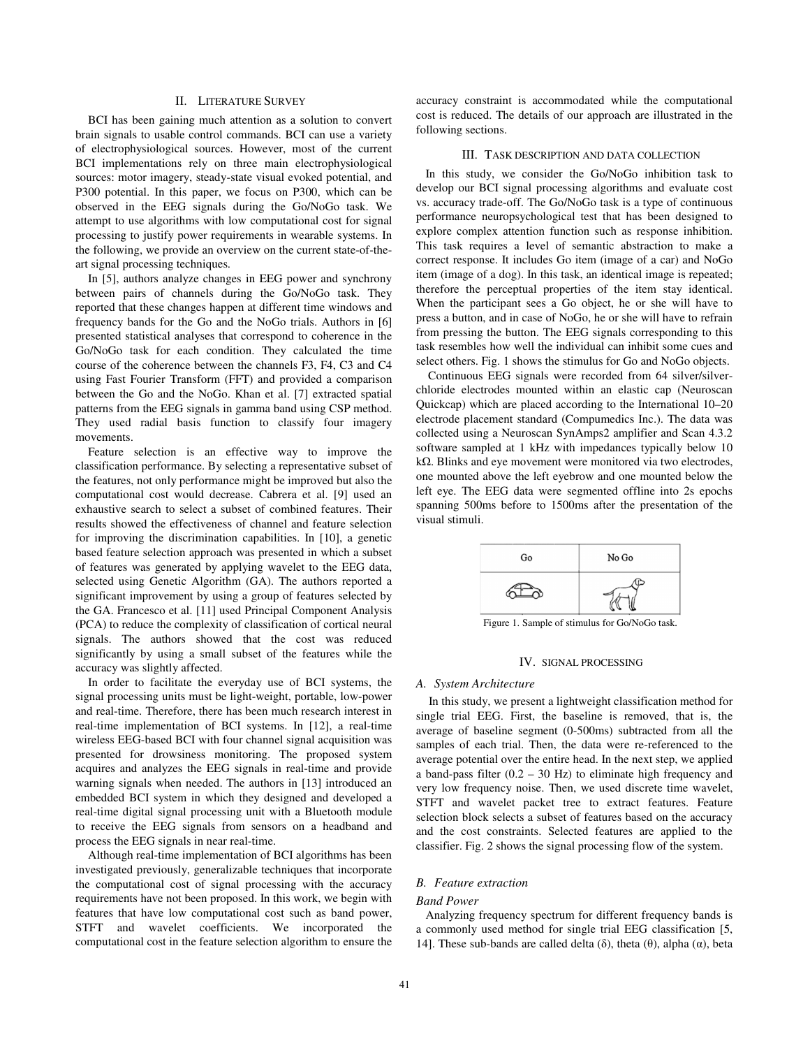## II. LITERATURE SURVEY

BCI has been gaining much attention as a solution to convert brain signals to usable control commands. BCI can use a variety of electrophysiological sources. However, most of the current BCI implementations rely on three main electrophysiological sources: motor imagery, steady-state visual evoked potential, and P300 potential. In this paper, we focus on P300, which can be observed in the EEG signals during the Go/NoGo task. We attempt to use algorithms with low computational cost for signal processing to justify power requirements in wearable systems. In the following, we provide an overview on the current state-of-the-art signal processing techniques.

In [5], authors analyze changes in EEG power and synchrony between pairs of channels during the Go/NoGo task. They reported that these changes happen at different time windows and frequency bands for the Go and the NoGo trials. Authors in [6] presented statistical analyses that correspond to coherence in the Go/NoGo task for each condition. They calculated the time course of the coherence between the channels F3, F4, C3 and C4 using Fast Fourier Transform (FFT) and provided a comparison between the Go and the NoGo. Khan et al. [7] extracted spatial patterns from the EEG signals in gamma band using CSP method. They used radial basis function to classify four imagery movements.

Feature selection is an effective way to improve the classification performance. By selecting a representative subset of the features, not only performance might be improved but also the computational cost would decrease. Cabrera et al. [9] used an exhaustive search to select a subset of combined features. Their results showed the effectiveness of channel and feature selection for improving the discrimination capabilities. In [10], a genetic based feature selection approach was presented in which a subset of features was generated by applying wavelet to the EEG data, selected using Genetic Algorithm (GA). The authors reported a significant improvement by using a group of features selected by the GA. Francesco et al. [11] used Principal Component Analysis (PCA) to reduce the complexity of classification of cortical neural signals. The authors showed that the cost was reduced significantly by using a small subset of the features while the accuracy was slightly affected.

In order to facilitate the everyday use of BCI systems, the signal processing units must be light-weight, portable, low-power and real-time. Therefore, there has been much research interest in real-time implementation of BCI systems. In [12], a real-time wireless EEG-based BCI with four channel signal acquisition was presented for drowsiness monitoring. The proposed system acquires and analyzes the EEG signals in real-time and provide warning signals when needed. The authors in [13] introduced an embedded BCI system in which they designed and developed a real-time digital signal processing unit with a Bluetooth module to receive the EEG signals from sensors on a headband and process the EEG signals in near real-time.

Although real-time implementation of BCI algorithms has been investigated previously, generalizable techniques that incorporate the computational cost of signal processing with the accuracy requirements have not been proposed. In this work, we begin with features that have low computational cost such as band power, STFT and wavelet coefficients. We incorporated the computational cost in the feature selection algorithm to ensure the accuracy constraint is accommodated while the computational cost is reduced. The details of our approach are illustrated in the following sections.

## III. TASK DESCRIPTION AND DATA COLLECTION

In this study, we consider the Go/NoGo inhibition task to develop our BCI signal processing algorithms and evaluate cost vs. accuracy trade-off. The Go/NoGo task is a type of continuous performance neuropsychological test that has been designed to explore complex attention function such as response inhibition. This task requires a level of semantic abstraction to make a correct response. It includes Go item (image of a car) and NoGo item (image of a dog). In this task, an identical image is repeated; therefore the perceptual properties of the item stay identical. When the participant sees a Go object, he or she will have to press a button, and in case of NoGo, he or she will have to refrain from pressing the button. The EEG signals corresponding to this task resembles how well the individual can inhibit some cues and select others. Fig. 1 shows the stimulus for Go and NoGo objects.

Continuous EEG signals were recorded from 64 silver/silver-chloride electrodes mounted within an elastic cap (Neuroscan Quickcap) which are placed according to the International 10–20 electrode placement standard (Compumedics Inc.). The data was collected using a Neuroscan SynAmps2 amplifier and Scan 4.3.2 software sampled at 1 kHz with impedances typically below 10 kΩ. Blinks and eye movement were monitored via two electrodes, one mounted above the left eyebrow and one mounted below the left eye. The EEG data were segmented offline into 2s epochs spanning 500ms before to 1500ms after the presentation of the visual stimuli.

| Go | No Go |
|---|---|
| | |

Figure 1. Sample of stimulus for Go/NoGo task.

## IV. SIGNAL PROCESSING

### A. System Architecture

In this study, we present a lightweight classification method for single trial EEG. First, the baseline is removed, that is, the average of baseline segment (0-500ms) subtracted from all the samples of each trial. Then, the data were re-referenced to the average potential over the entire head. In the next step, we applied a band-pass filter (0.2 – 30 Hz) to eliminate high frequency and very low frequency noise. Then, we used discrete time wavelet, STFT and wavelet packet tree to extract features. Feature selection block selects a subset of features based on the accuracy and the cost constraints. Selected features are applied to the classifier. Fig. 2 shows the signal processing flow of the system.

### B. Feature extraction

*Band Power*

Analyzing frequency spectrum for different frequency bands is a commonly used method for single trial EEG classification [5, 14]. These sub-bands are called delta (δ), theta (θ), alpha (α), beta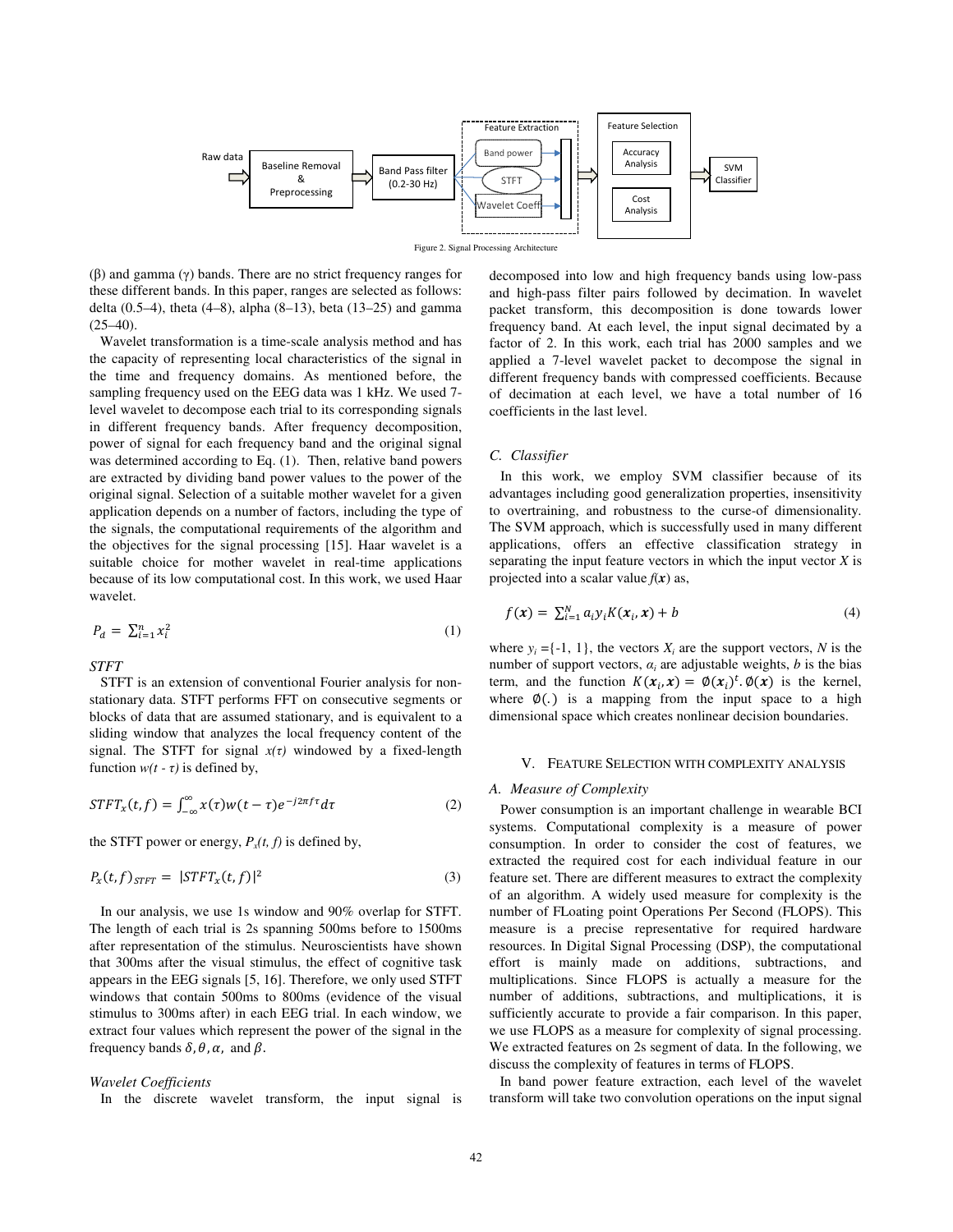Figure 2. Signal Processing Architecture

(β) and gamma (γ) bands. There are no strict frequency ranges for these different bands. In this paper, ranges are selected as follows: delta (0.5–4), theta (4–8), alpha (8–13), beta (13–25) and gamma (25–40).

Wavelet transformation is a time-scale analysis method and has the capacity of representing local characteristics of the signal in the time and frequency domains. As mentioned before, the sampling frequency used on the EEG data was 1 kHz. We used 7-level wavelet to decompose each trial to its corresponding signals in different frequency bands. After frequency decomposition, power of signal for each frequency band and the original signal was determined according to Eq. (1). Then, relative band powers are extracted by dividing band power values to the power of the original signal. Selection of a suitable mother wavelet for a given application depends on a number of factors, including the type of the signals, the computational requirements of the algorithm and the objectives for the signal processing [15]. Haar wavelet is a suitable choice for mother wavelet in real-time applications because of its low computational cost. In this work, we used Haar wavelet.

$$P_d = \sum_{i=1}^{n} x_i^2 \tag{1}$$

*STFT*

STFT is an extension of conventional Fourier analysis for non-stationary data. STFT performs FFT on consecutive segments or blocks of data that are assumed stationary, and is equivalent to a sliding window that analyzes the local frequency content of the signal. The STFT for signal $x(\tau)$ windowed by a fixed-length function $w(t - \tau)$ is defined by,

$$STFT_x(t,f) = \int_{-\infty}^{\infty} x(\tau) w(t-\tau) e^{-j2\pi f\tau} d\tau \tag{2}$$

the STFT power or energy, $P_x(t, f)$ is defined by,

$$P_x(t,f)_{STFT} = |STFT_x(t,f)|^2 \tag{3}$$

In our analysis, we use 1s window and 90% overlap for STFT. The length of each trial is 2s spanning 500ms before to 1500ms after representation of the stimulus. Neuroscientists have shown that 300ms after the visual stimulus, the effect of cognitive task appears in the EEG signals [5, 16]. Therefore, we only used STFT windows that contain 500ms to 800ms (evidence of the visual stimulus to 300ms after) in each EEG trial. In each window, we extract four values which represent the power of the signal in the frequency bands $\delta, \theta, \alpha,$ and $\beta$.

*Wavelet Coefficients*

In the discrete wavelet transform, the input signal is decomposed into low and high frequency bands using low-pass and high-pass filter pairs followed by decimation. In wavelet packet transform, this decomposition is done towards lower frequency band. At each level, the input signal decimated by a factor of 2. In this work, each trial has 2000 samples and we applied a 7-level wavelet packet to decompose the signal in different frequency bands with compressed coefficients. Because of decimation at each level, we have a total number of 16 coefficients in the last level.

### C. Classifier

In this work, we employ SVM classifier because of its advantages including good generalization properties, insensitivity to overtraining, and robustness to the curse-of dimensionality. The SVM approach, which is successfully used in many different applications, offers an effective classification strategy in separating the input feature vectors in which the input vector $X$ is projected into a scalar value $f(\boldsymbol{x})$ as,

$$f(\boldsymbol{x}) = \sum_{i=1}^{N} a_i y_i K(\boldsymbol{x}_i, \boldsymbol{x}) + b \tag{4}$$

where $y_i = \{-1, 1\}$, the vectors $X_i$ are the support vectors, $N$ is the number of support vectors, $\alpha_i$ are adjustable weights, $b$ is the bias term, and the function $K(\boldsymbol{x}_i, \boldsymbol{x}) = \emptyset(\boldsymbol{x}_i)^t . \emptyset(\boldsymbol{x})$ is the kernel, where $\emptyset(.)$ is a mapping from the input space to a high dimensional space which creates nonlinear decision boundaries.

## V. Feature Selection with Complexity Analysis

### A. Measure of Complexity

Power consumption is an important challenge in wearable BCI systems. Computational complexity is a measure of power consumption. In order to consider the cost of features, we extracted the required cost for each individual feature in our feature set. There are different measures to extract the complexity of an algorithm. A widely used measure for complexity is the number of FLoating point Operations Per Second (FLOPS). This measure is a precise representative for required hardware resources. In Digital Signal Processing (DSP), the computational effort is mainly made on additions, subtractions, and multiplications. Since FLOPS is actually a measure for the number of additions, subtractions, and multiplications, it is sufficiently accurate to provide a fair comparison. In this paper, we use FLOPS as a measure for complexity of signal processing. We extracted features on 2s segment of data. In the following, we discuss the complexity of features in terms of FLOPS.

In band power feature extraction, each level of the wavelet transform will take two convolution operations on the input signal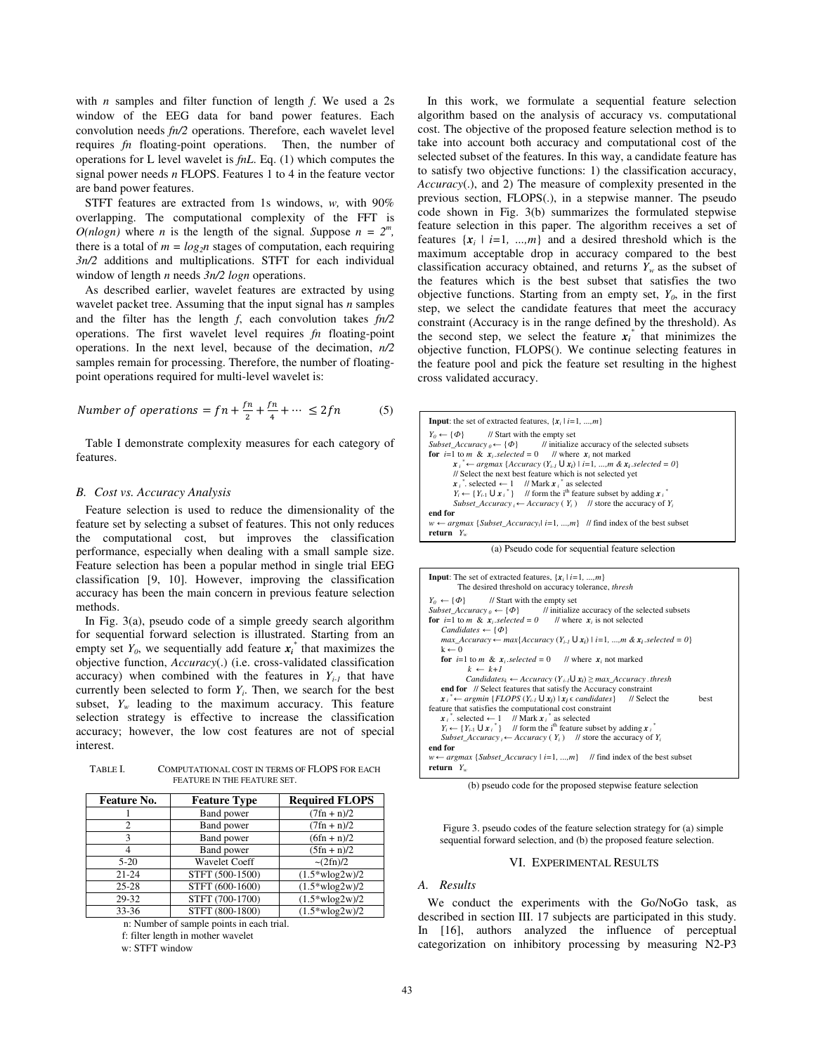with $n$ samples and filter function of length $f$. We used a 2s window of the EEG data for band power features. Each convolution needs $fn/2$ operations. Therefore, each wavelet level requires $fn$ floating-point operations. Then, the number of operations for L level wavelet is $fnL$. Eq. (1) which computes the signal power needs $n$ FLOPS. Features 1 to 4 in the feature vector are band power features.

STFT features are extracted from 1s windows, $w$, with 90% overlapping. The computational complexity of the FFT is $O(n\log n)$ where $n$ is the length of the signal. Suppose $n = 2^m$, there is a total of $m = \log_2 n$ stages of computation, each requiring $3n/2$ additions and multiplications. STFT for each individual window of length $n$ needs $3n/2 \log n$ operations.

As described earlier, wavelet features are extracted by using wavelet packet tree. Assuming that the input signal has $n$ samples and the filter has the length $f$, each convolution takes $fn/2$ operations. The first wavelet level requires $fn$ floating-point operations. In the next level, because of the decimation, $n/2$ samples remain for processing. Therefore, the number of floating-point operations required for multi-level wavelet is:

$$Number\ of\ operations = fn + \frac{fn}{2} + \frac{fn}{4} + \cdots \leq 2fn \quad (5)$$

Table I demonstrate complexity measures for each category of features.

### B. Cost vs. Accuracy Analysis

Feature selection is used to reduce the dimensionality of the feature set by selecting a subset of features. This not only reduces the computational cost, but improves the classification performance, especially when dealing with a small sample size. Feature selection has been a popular method in single trial EEG classification [9, 10]. However, improving the classification accuracy has been the main concern in previous feature selection methods.

In Fig. 3(a), pseudo code of a simple greedy search algorithm for sequential forward selection is illustrated. Starting from an empty set $Y_0$, we sequentially add feature $x_i^*$ that maximizes the objective function, *Accuracy*(.) (i.e. cross-validated classification accuracy) when combined with the features in $Y_{i-1}$ that have currently been selected to form $Y_i$. Then, we search for the best subset, $Y_w$ leading to the maximum accuracy. This feature selection strategy is effective to increase the classification accuracy; however, the low cost features are not of special interest.

TABLE I. COMPUTATIONAL COST IN TERMS OF FLOPS FOR EACH FEATURE IN THE FEATURE SET.

| Feature No. | Feature Type | Required FLOPS |
|---|---|---|
| 1 | Band power | (7fn + n)/2 |
| 2 | Band power | (7fn + n)/2 |
| 3 | Band power | (6fn + n)/2 |
| 4 | Band power | (5fn + n)/2 |
| 5-20 | Wavelet Coeff | ~(2fn)/2 |
| 21-24 | STFT (500-1500) | (1.5*wlog2w)/2 |
| 25-28 | STFT (600-1600) | (1.5*wlog2w)/2 |
| 29-32 | STFT (700-1700) | (1.5*wlog2w)/2 |
| 33-36 | STFT (800-1800) | (1.5*wlog2w)/2 |

n: Number of sample points in each trial.
f: filter length in mother wavelet
w: STFT window

In this work, we formulate a sequential feature selection algorithm based on the analysis of accuracy vs. computational cost. The objective of the proposed feature selection method is to take into account both accuracy and computational cost of the selected subset of the features. In this way, a candidate feature has to satisfy two objective functions: 1) the classification accuracy, *Accuracy*(.), and 2) The measure of complexity presented in the previous section, FLOPS(.), in a stepwise manner. The pseudo code shown in Fig. 3(b) summarizes the formulated stepwise feature selection in this paper. The algorithm receives a set of features $\{x_i \mid i=1, \ldots, m\}$ and a desired threshold which is the maximum acceptable drop in accuracy compared to the best classification accuracy obtained, and returns $Y_w$ as the subset of the features which is the best subset that satisfies the two objective functions. Starting from an empty set, $Y_0$, in the first step, we select the candidate features that meet the accuracy constraint (Accuracy is in the range defined by the threshold). As the second step, we select the feature $x_i^*$ that minimizes the objective function, FLOPS(). We continue selecting features in the feature pool and pick the feature set resulting in the highest cross validated accuracy.

```
Input: the set of extracted features, {x_i | i=1, ...,m}
Y_0 ← {Φ}        // Start with the empty set
Subset_Accuracy_0 ← {Φ}       // initialize accuracy of the selected subsets
for i=1 to m & x_i.selected = 0     // where x_i not marked
        x_i* ← argmax {Accuracy (Y_{i-1} ∪ x_i) | i=1, ...,m & x_i.selected = 0}
        // Select the next best feature which is not selected yet
        x_i*. selected ← 1    // Mark x_i* as selected
        Y_i ← {Y_{i-1} ∪ x_i*}    // form the i-th feature subset by adding x_i*
        Subset_Accuracy_i ← Accuracy ( Y_i )    // store the accuracy of Y_i
end for
w ← argmax {Subset_Accuracy_i| i=1, ...,m}   // find index of the best subset
return Y_w
```

(a) Pseudo code for sequential feature selection

```
Input: The set of extracted features, {x_i | i=1, ...,m}
        The desired threshold on accuracy tolerance, thresh
Y_0 ← {Φ}        // Start with the empty set
Subset_Accuracy_0 ← {Φ}       // initialize accuracy of the selected subsets
for i=1 to m & x_i.selected = 0      // where x_i is not selected
    Candidates ← {Φ}
    max_Accuracy ← max{Accuracy (Y_{i-1} ∪ x_i) | i=1, ...,m & x_i.selected = 0}
    k ← 0
    for i=1 to m & x_i.selected = 0     // where x_i not marked
            k ← k+1
            Candidates_k ← Accuracy (Y_{i-1} ∪ x_i) ≥ max_Accuracy . thresh
    end for  // Select features that satisfy the Accuracy constraint
    x_i* ← argmin {FLOPS (Y_{i-1} ∪ x_j) | x_j ∈ candidates}    // Select the best
feature that satisfies the computational cost constraint
    x_i*. selected ← 1    // Mark x_i* as selected
    Y_i ← {Y_{i-1} ∪ x_i*}    // form the i-th feature subset by adding x_i*
    Subset_Accuracy_i ← Accuracy ( Y_i )    // store the accuracy of Y_i
end for
w ← argmax {Subset_Accuracy | i=1, ...,m}    // find index of the best subset
return Y_w
```

(b) pseudo code for the proposed stepwise feature selection

Figure 3. pseudo codes of the feature selection strategy for (a) simple sequential forward selection, and (b) the proposed feature selection.

## VI. EXPERIMENTAL RESULTS

### A. Results

We conduct the experiments with the Go/NoGo task, as described in section III. 17 subjects are participated in this study. In [16], authors analyzed the influence of perceptual categorization on inhibitory processing by measuring N2-P3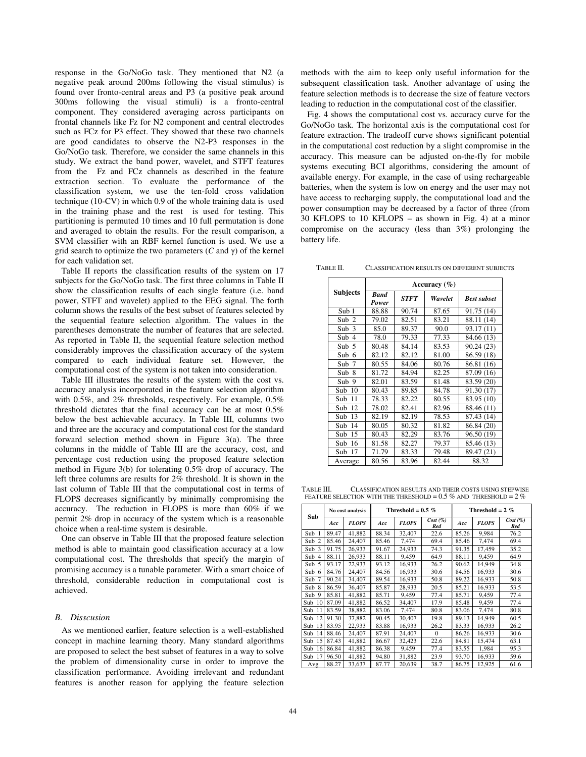response in the Go/NoGo task. They mentioned that N2 (a negative peak around 200ms following the visual stimulus) is found over fronto-central areas and P3 (a positive peak around 300ms following the visual stimuli) is a fronto-central component. They considered averaging across participants on frontal channels like Fz for N2 component and central electrodes such as FCz for P3 effect. They showed that these two channels are good candidates to observe the N2-P3 responses in the Go/NoGo task. Therefore, we consider the same channels in this study. We extract the band power, wavelet, and STFT features from the Fz and FCz channels as described in the feature extraction section. To evaluate the performance of the classification system, we use the ten-fold cross validation technique (10-CV) in which 0.9 of the whole training data is used in the training phase and the rest is used for testing. This partitioning is permuted 10 times and 10 full permutation is done and averaged to obtain the results. For the result comparison, a SVM classifier with an RBF kernel function is used. We use a grid search to optimize the two parameters ($C$ and $\gamma$) of the kernel for each validation set.

Table II reports the classification results of the system on 17 subjects for the Go/NoGo task. The first three columns in Table II show the classification results of each single feature (i.e. band power, STFT and wavelet) applied to the EEG signal. The forth column shows the results of the best subset of features selected by the sequential feature selection algorithm. The values in the parentheses demonstrate the number of features that are selected. As reported in Table II, the sequential feature selection method considerably improves the classification accuracy of the system compared to each individual feature set. However, the computational cost of the system is not taken into consideration.

Table III illustrates the results of the system with the cost vs. accuracy analysis incorporated in the feature selection algorithm with 0.5%, and 2% thresholds, respectively. For example, 0.5% threshold dictates that the final accuracy can be at most 0.5% below the best achievable accuracy. In Table III, columns two and three are the accuracy and computational cost for the standard forward selection method shown in Figure 3(a). The three columns in the middle of Table III are the accuracy, cost, and percentage cost reduction using the proposed feature selection method in Figure 3(b) for tolerating 0.5% drop of accuracy. The left three columns are results for 2% threshold. It is shown in the last column of Table III that the computational cost in terms of FLOPS decreases significantly by minimally compromising the accuracy. The reduction in FLOPS is more than 60% if we permit 2% drop in accuracy of the system which is a reasonable choice when a real-time system is desirable.

One can observe in Table III that the proposed feature selection method is able to maintain good classification accuracy at a low computational cost. The thresholds that specify the margin of promising accuracy is a tunable parameter. With a smart choice of threshold, considerable reduction in computational cost is achieved.

### *B. Disscusion*

As we mentioned earlier, feature selection is a well-established concept in machine learning theory. Many standard algorithms are proposed to select the best subset of features in a way to solve the problem of dimensionality curse in order to improve the classification performance. Avoiding irrelevant and redundant features is another reason for applying the feature selection methods with the aim to keep only useful information for the subsequent classification task. Another advantage of using the feature selection methods is to decrease the size of feature vectors leading to reduction in the computational cost of the classifier.

Fig. 4 shows the computational cost vs. accuracy curve for the Go/NoGo task. The horizontal axis is the computational cost for feature extraction. The tradeoff curve shows significant potential in the computational cost reduction by a slight compromise in the accuracy. This measure can be adjusted on-the-fly for mobile systems executing BCI algorithms, considering the amount of available energy. For example, in the case of using rechargeable batteries, when the system is low on energy and the user may not have access to recharging supply, the computational load and the power consumption may be decreased by a factor of three (from 30 KFLOPS to 10 KFLOPS – as shown in Fig. 4) at a minor compromise on the accuracy (less than 3%) prolonging the battery life.

TABLE II. CLASSIFICATION RESULTS ON DIFFERENT SUBJECTS

| Subjects | Accuracy (%) | | | |
|---|---|---|---|---|
| | ***Band Power*** | ***STFT*** | ***Wavelet*** | ***Best subset*** |
| Sub 1 | 88.88 | 90.74 | 87.65 | 91.75 (14) |
| Sub 2 | 79.02 | 82.51 | 83.21 | 88.11 (14) |
| Sub 3 | 85.0 | 89.37 | 90.0 | 93.17 (11) |
| Sub 4 | 78.0 | 79.33 | 77.33 | 84.66 (13) |
| Sub 5 | 80.48 | 84.14 | 83.53 | 90.24 (23) |
| Sub 6 | 82.12 | 82.12 | 81.00 | 86.59 (18) |
| Sub 7 | 80.55 | 84.06 | 80.76 | 86.81 (16) |
| Sub 8 | 81.72 | 84.94 | 82.25 | 87.09 (16) |
| Sub 9 | 82.01 | 83.59 | 81.48 | 83.59 (20) |
| Sub 10 | 80.43 | 89.85 | 84.78 | 91.30 (17) |
| Sub 11 | 78.33 | 82.22 | 80.55 | 83.95 (10) |
| Sub 12 | 78.02 | 82.41 | 82.96 | 88.46 (11) |
| Sub 13 | 82.19 | 82.19 | 78.53 | 87.43 (14) |
| Sub 14 | 80.05 | 80.32 | 81.82 | 86.84 (20) |
| Sub 15 | 80.43 | 82.29 | 83.76 | 96.50 (19) |
| Sub 16 | 81.58 | 82.27 | 79.37 | 85.46 (13) |
| Sub 17 | 71.79 | 83.33 | 79.48 | 89.47 (21) |
| Average | 80.56 | 83.96 | 82.44 | 88.32 |

TABLE III. CLASSIFICATION RESULTS AND THEIR COSTS USING STEPWISE FEATURE SELECTION WITH THE THRESHOLD = 0.5 % AND THRESHOLD = 2 %

| Sub | No cost analysis | | Threshold = 0.5 % | | | Threshold = 2 % | | |
|---|---|---|---|---|---|---|---|---|
| | ***Acc*** | ***FLOPS*** | ***Acc*** | ***FLOPS*** | ***Cost (%) Red*** | ***Acc*** | ***FLOPS*** | ***Cost (%) Red*** |
| Sub 1 | 89.47 | 41,882 | 88.34 | 32,407 | 22.6 | 85.26 | 9,984 | 76.2 |
| Sub 2 | 85.46 | 24,407 | 85.46 | 7,474 | 69.4 | 85.46 | 7,474 | 69.4 |
| Sub 3 | 91.75 | 26,933 | 91.67 | 24,933 | 74.3 | 91.35 | 17,459 | 35.2 |
| Sub 4 | 88.11 | 26,933 | 88.11 | 9,459 | 64.9 | 88.11 | 9,459 | 64.9 |
| Sub 5 | 93.17 | 22,933 | 93.12 | 16,933 | 26.2 | 90.62 | 14,949 | 34.8 |
| Sub 6 | 84.76 | 24,407 | 84.56 | 16,933 | 30.6 | 84.56 | 16,933 | 30.6 |
| Sub 7 | 90.24 | 34,407 | 89.54 | 16,933 | 50.8 | 89.22 | 16,933 | 50.8 |
| Sub 8 | 86.59 | 36,407 | 85.87 | 28,933 | 20.5 | 85.21 | 16,933 | 53.5 |
| Sub 9 | 85.81 | 41,882 | 85.71 | 9,459 | 77.4 | 85.71 | 9,459 | 77.4 |
| Sub 10 | 87.09 | 41,882 | 86.52 | 34,407 | 17.9 | 85.48 | 9,459 | 77.4 |
| Sub 11 | 83.59 | 38,882 | 83.06 | 7,474 | 80.8 | 83.06 | 7,474 | 80.8 |
| Sub 12 | 91.30 | 37,882 | 90.45 | 30,407 | 19.8 | 89.13 | 14,949 | 60.5 |
| Sub 13 | 83.95 | 22,933 | 83.88 | 16,933 | 26.2 | 83.33 | 16,933 | 26.2 |
| Sub 14 | 88.46 | 24,407 | 87.91 | 24,407 | 0 | 86.26 | 16,933 | 30.6 |
| Sub 15 | 87.43 | 41,882 | 86.67 | 32,423 | 22.6 | 84.81 | 15,474 | 63.1 |
| Sub 16 | 86.84 | 41,882 | 86.38 | 9,459 | 77.4 | 83.55 | 1,984 | 95.3 |
| Sub 17 | 96.50 | 41,882 | 94.80 | 31,882 | 23.9 | 93.70 | 16,933 | 59.6 |
| Avg | 88.27 | 33,637 | 87.77 | 20,639 | 38.7 | 86.75 | 12,925 | 61.6 |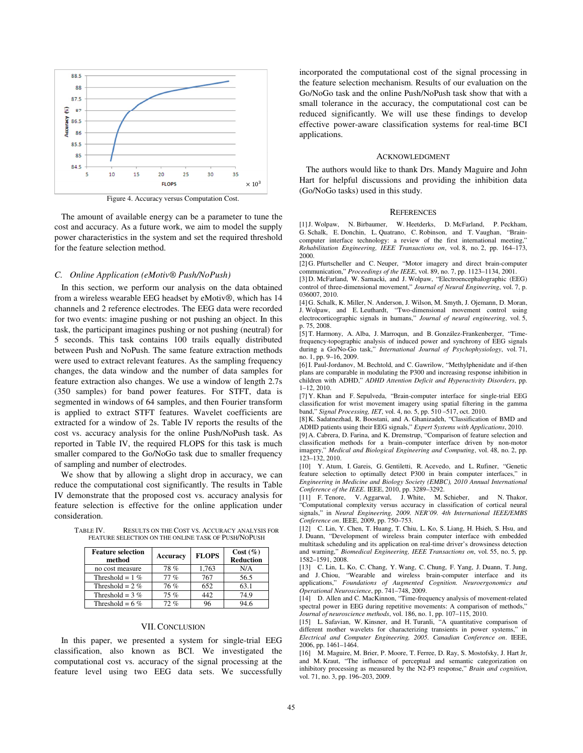88.5
88
87.5
87
86.5
86
85.5
85
84.5

Accuracy (%)

5 10 15 20 25 30 35

FLOPS

× 10³

Figure 4. Accuracy versus Computation Cost.

The amount of available energy can be a parameter to tune the cost and accuracy. As a future work, we aim to model the supply power characteristics in the system and set the required threshold for the feature selection method.

### C. Online Application (eMotiv® Push/NoPush)

In this section, we perform our analysis on the data obtained from a wireless wearable EEG headset by eMotiv®, which has 14 channels and 2 reference electrodes. The EEG data were recorded for two events: imagine pushing or not pushing an object. In this task, the participant imagines pushing or not pushing (neutral) for 5 seconds. This task contains 100 trails equally distributed between Push and NoPush. The same feature extraction methods were used to extract relevant features. As the sampling frequency changes, the data window and the number of data samples for feature extraction also changes. We use a window of length 2.7s (350 samples) for band power features. For STFT, data is segmented in windows of 64 samples, and then Fourier transform is applied to extract STFT features. Wavelet coefficients are extracted for a window of 2s. Table IV reports the results of the cost vs. accuracy analysis for the online Push/NoPush task. As reported in Table IV, the required FLOPS for this task is much smaller compared to the Go/NoGo task due to smaller frequency of sampling and number of electrodes.

We show that by allowing a slight drop in accuracy, we can reduce the computational cost significantly. The results in Table IV demonstrate that the proposed cost vs. accuracy analysis for feature selection is effective for the online application under consideration.

TABLE IV. RESULTS ON THE COST VS. ACCURACY ANALYSIS FOR FEATURE SELECTION ON THE ONLINE TASK OF PUSH/NOPUSH

| Feature selection method | Accuracy | FLOPS | Cost (%) Reduction |
|---|---|---|---|
| no cost measure | 78 % | 1,763 | N/A |
| Threshold = 1 % | 77 % | 767 | 56.5 |
| Threshold = 2 % | 76 % | 652 | 63.1 |
| Threshold = 3 % | 75 % | 442 | 74.9 |
| Threshold = 6 % | 72 % | 96 | 94.6 |

## VII. CONCLUSION

In this paper, we presented a system for single-trial EEG classification, also known as BCI. We investigated the computational cost vs. accuracy of the signal processing at the feature level using two EEG data sets. We successfully incorporated the computational cost of the signal processing in the feature selection mechanism. Results of our evaluation on the Go/NoGo task and the online Push/NoPush task show that with a small tolerance in the accuracy, the computational cost can be reduced significantly. We will use these findings to develop effective power-aware classification systems for real-time BCI applications.

## ACKNOWLEDGMENT

The authors would like to thank Drs. Mandy Maguire and John Hart for helpful discussions and providing the inhibition data (Go/NoGo tasks) used in this study.

## REFERENCES

[1] J. Wolpaw, N. Birbaumer, W. Heetderks, D. McFarland, P. Peckham, G. Schalk, E. Donchin, L. Quatrano, C. Robinson, and T. Vaughan, "Brain-computer interface technology: a review of the first international meeting," *Rehabilitation Engineering, IEEE Transactions on*, vol. 8, no. 2, pp. 164–173, 2000.

[2] G. Pfurtscheller and C. Neuper, "Motor imagery and direct brain-computer communication," *Proceedings of the IEEE*, vol. 89, no. 7, pp. 1123–1134, 2001.

[3] D. McFarland, W. Sarnacki, and J. Wolpaw, "Electroencephalographic (EEG) control of three-dimensional movement," *Journal of Neural Engineering*, vol. 7, p. 036007, 2010.

[4] G. Schalk, K. Miller, N. Anderson, J. Wilson, M. Smyth, J. Ojemann, D. Moran, J. Wolpaw, and E. Leuthardt, "Two-dimensional movement control using electrocorticographic signals in humans," *Journal of neural engineering*, vol. 5, p. 75, 2008.

[5] T. Harmony, A. Alba, J. Marroqun, and B. González-Frankenberger, "Time-frequency-topographic analysis of induced power and synchrony of EEG signals during a Go/No-Go task," *International Journal of Psychophysiology*, vol. 71, no. 1, pp. 9–16, 2009.

[6] I. Paul-Jordanov, M. Bechtold, and C. Gawrilow, "Methylphenidate and if-then plans are comparable in modulating the P300 and increasing response inhibition in children with ADHD," *ADHD Attention Deficit and Hyperactivity Disorders*, pp. 1–12, 2010.

[7] Y. Khan and F. Sepulveda, "Brain-computer interface for single-trial EEG classification for wrist movement imagery using spatial filtering in the gamma band," *Signal Processing, IET*, vol. 4, no. 5, pp. 510 –517, oct. 2010.

[8] K. Sadatnezhad, R. Boostani, and A. Ghanizadeh, "Classification of BMD and ADHD patients using their EEG signals," *Expert Systems with Applications*, 2010.

[9] A. Cabrera, D. Farina, and K. Dremstrup, "Comparison of feature selection and classification methods for a brain–computer interface driven by non-motor imagery," *Medical and Biological Engineering and Computing*, vol. 48, no. 2, pp. 123–132, 2010.

[10] Y. Atum, I. Gareis, G. Gentiletti, R. Acevedo, and L. Rufiner, "Genetic feature selection to optimally detect P300 in brain computer interfaces," in *Engineering in Medicine and Biology Society (EMBC), 2010 Annual International Conference of the IEEE*. IEEE, 2010, pp. 3289–3292.

[11] F. Tenore, V. Aggarwal, J. White, M. Schieber, and N. Thakor, "Computational complexity versus accuracy in classification of cortical neural signals," in *Neural Engineering, 2009. NER'09. 4th International IEEE/EMBS Conference on*. IEEE, 2009, pp. 750–753.

[12] C. Lin, Y. Chen, T. Huang, T. Chiu, L. Ko, S. Liang, H. Hsieh, S. Hsu, and J. Duann, "Development of wireless brain computer interface with embedded multitask scheduling and its application on real-time driver's drowsiness detection and warning," *Biomedical Engineering, IEEE Transactions on*, vol. 55, no. 5, pp. 1582–1591, 2008.

[13] C. Lin, L. Ko, C. Chang, Y. Wang, C. Chung, F. Yang, J. Duann, T. Jung, and J. Chiou, "Wearable and wireless brain-computer interface and its applications," *Foundations of Augmented Cognition. Neuroergonomics and Operational Neuroscience*, pp. 741–748, 2009.

[14] D. Allen and C. MacKinnon, "Time-frequency analysis of movement-related spectral power in EEG during repetitive movements: A comparison of methods," *Journal of neuroscience methods*, vol. 186, no. 1, pp. 107–115, 2010.

[15] L. Safavian, W. Kinsner, and H. Turanli, "A quantitative comparison of different mother wavelets for characterizing transients in power systems," in *Electrical and Computer Engineering, 2005. Canadian Conference on*. IEEE, 2006, pp. 1461–1464.

[16] M. Maguire, M. Brier, P. Moore, T. Ferree, D. Ray, S. Mostofsky, J. Hart Jr, and M. Kraut, "The influence of perceptual and semantic categorization on inhibitory processing as measured by the N2-P3 response," *Brain and cognition*, vol. 71, no. 3, pp. 196–203, 2009.